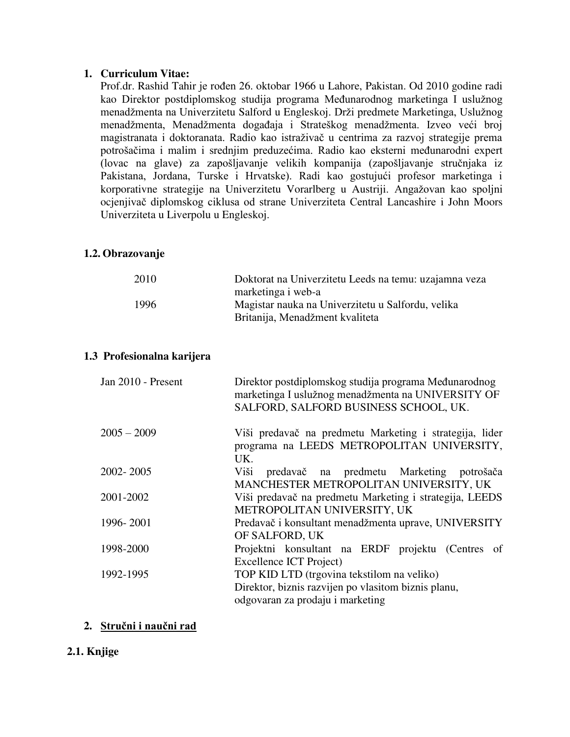## 1. Curriculum Vitae:

Prof.dr. Rashid Tahir je rođen 26. oktobar 1966 u Lahore, Pakistan. Od 2010 godine radi kao Direktor postdiplomskog studija programa Međunarodnog marketinga I uslužnog menadžmenta na Univerzitetu Salford u Engleskoj. Drži predmete Marketinga, Uslužnog menadžmenta, Menadžmenta događaja i Strateškog menadžmenta. Izveo veći broj magistranata i doktoranata. Radio kao istraživač u centrima za razvoj strategije prema potrošačima i malim i srednjim preduzećima. Radio kao eksterni međunarodni expert (lovac na glave) za zapošljavanje velikih kompanija (zapošljavanje stručnjaka iz Pakistana, Jordana, Turske i Hrvatske). Radi kao gostujući profesor marketinga i korporativne strategije na Univerzitetu Vorarlberg u Austriji. Angažovan kao spoljni ocjenjivač diplomskog ciklusa od strane Univerziteta Central Lancashire i John Moors Univerziteta u Liverpolu u Engleskoj.

### 1.2. Obrazovanje

| | |
|---|---|
| 2010 | Doktorat na Univerzitetu Leeds na temu: uzajamna veza marketinga i web-a |
| 1996 | Magistar nauka na Univerzitetu u Salfordu, velika Britanija, Menadžment kvaliteta |

### 1.3 Profesionalna karijera

| | |
|---|---|
| Jan 2010 - Present | Direktor postdiplomskog studija programa Međunarodnog marketinga I uslužnog menadžmenta na UNIVERSITY OF SALFORD, SALFORD BUSINESS SCHOOL, UK. |
| 2005 – 2009 | Viši predavač na predmetu Marketing i strategija, lider programa na LEEDS METROPOLITAN UNIVERSITY, UK. |
| 2002- 2005 | Viši predavač na predmetu Marketing potrošača MANCHESTER METROPOLITAN UNIVERSITY, UK |
| 2001-2002 | Viši predavač na predmetu Marketing i strategija, LEEDS METROPOLITAN UNIVERSITY, UK |
| 1996- 2001 | Predavač i konsultant menadžmenta uprave, UNIVERSITY OF SALFORD, UK |
| 1998-2000 | Projektni konsultant na ERDF projektu (Centres of Excellence ICT Project) |
| 1992-1995 | TOP KID LTD (trgovina tekstilom na veliko) Direktor, biznis razvijen po vlasitom biznis planu, odgovaran za prodaju i marketing |

## 2. Stručni i naučni rad

### 2.1. Knjige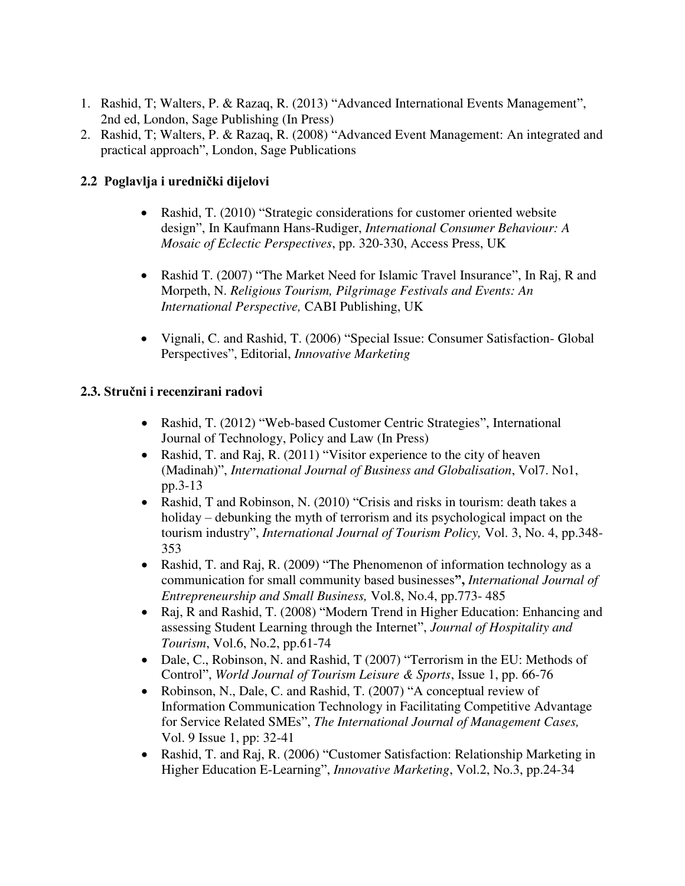1. Rashid, T; Walters, P. & Razaq, R. (2013) "Advanced International Events Management", 2nd ed, London, Sage Publishing (In Press)
2. Rashid, T; Walters, P. & Razaq, R. (2008) "Advanced Event Management: An integrated and practical approach", London, Sage Publications

### 2.2 Poglavlja i urednički dijelovi

- Rashid, T. (2010) "Strategic considerations for customer oriented website design", In Kaufmann Hans-Rudiger, *International Consumer Behaviour: A Mosaic of Eclectic Perspectives*, pp. 320-330, Access Press, UK

- Rashid T. (2007) "The Market Need for Islamic Travel Insurance", In Raj, R and Morpeth, N. *Religious Tourism, Pilgrimage Festivals and Events: An International Perspective,* CABI Publishing, UK

- Vignali, C. and Rashid, T. (2006) "Special Issue: Consumer Satisfaction- Global Perspectives", Editorial, *Innovative Marketing*

### 2.3. Stručni i recenzirani radovi

- Rashid, T. (2012) "Web-based Customer Centric Strategies", International Journal of Technology, Policy and Law (In Press)
- Rashid, T. and Raj, R. (2011) "Visitor experience to the city of heaven (Madinah)", *International Journal of Business and Globalisation*, Vol7. No1, pp.3-13
- Rashid, T and Robinson, N. (2010) "Crisis and risks in tourism: death takes a holiday – debunking the myth of terrorism and its psychological impact on the tourism industry", *International Journal of Tourism Policy,* Vol. 3, No. 4, pp.348-353
- Rashid, T. and Raj, R. (2009) "The Phenomenon of information technology as a communication for small community based businesses**",** *International Journal of Entrepreneurship and Small Business,* Vol.8, No.4, pp.773- 485
- Raj, R and Rashid, T. (2008) "Modern Trend in Higher Education: Enhancing and assessing Student Learning through the Internet", *Journal of Hospitality and Tourism*, Vol.6, No.2, pp.61-74
- Dale, C., Robinson, N. and Rashid, T (2007) "Terrorism in the EU: Methods of Control", *World Journal of Tourism Leisure & Sports*, Issue 1, pp. 66-76
- Robinson, N., Dale, C. and Rashid, T. (2007) "A conceptual review of Information Communication Technology in Facilitating Competitive Advantage for Service Related SMEs", *The International Journal of Management Cases,* Vol. 9 Issue 1, pp: 32-41
- Rashid, T. and Raj, R. (2006) "Customer Satisfaction: Relationship Marketing in Higher Education E-Learning", *Innovative Marketing*, Vol.2, No.3, pp.24-34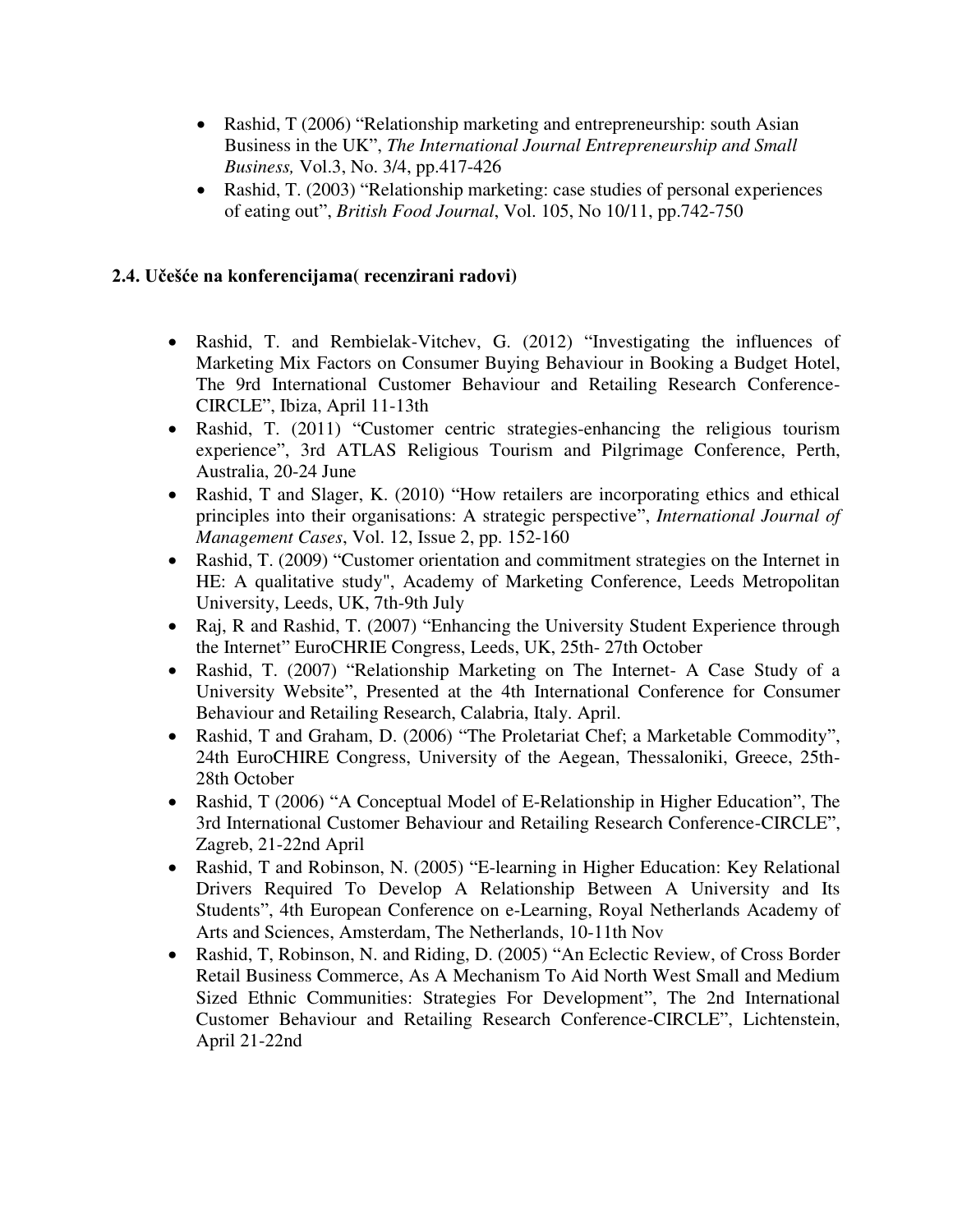- Rashid, T (2006) "Relationship marketing and entrepreneurship: south Asian Business in the UK", *The International Journal Entrepreneurship and Small Business,* Vol.3, No. 3/4, pp.417-426
- Rashid, T. (2003) "Relationship marketing: case studies of personal experiences of eating out", *British Food Journal*, Vol. 105, No 10/11, pp.742-750

**2.4. Učešće na konferencijama( recenzirani radovi)**

- Rashid, T. and Rembielak-Vitchev, G. (2012) "Investigating the influences of Marketing Mix Factors on Consumer Buying Behaviour in Booking a Budget Hotel, The 9rd International Customer Behaviour and Retailing Research Conference-CIRCLE", Ibiza, April 11-13th
- Rashid, T. (2011) "Customer centric strategies-enhancing the religious tourism experience", 3rd ATLAS Religious Tourism and Pilgrimage Conference, Perth, Australia, 20-24 June
- Rashid, T and Slager, K. (2010) "How retailers are incorporating ethics and ethical principles into their organisations: A strategic perspective", *International Journal of Management Cases*, Vol. 12, Issue 2, pp. 152-160
- Rashid, T. (2009) "Customer orientation and commitment strategies on the Internet in HE: A qualitative study", Academy of Marketing Conference, Leeds Metropolitan University, Leeds, UK, 7th-9th July
- Raj, R and Rashid, T. (2007) "Enhancing the University Student Experience through the Internet" EuroCHRIE Congress, Leeds, UK, 25th- 27th October
- Rashid, T. (2007) "Relationship Marketing on The Internet- A Case Study of a University Website", Presented at the 4th International Conference for Consumer Behaviour and Retailing Research, Calabria, Italy. April.
- Rashid, T and Graham, D. (2006) "The Proletariat Chef; a Marketable Commodity", 24th EuroCHIRE Congress, University of the Aegean, Thessaloniki, Greece, 25th-28th October
- Rashid, T (2006) "A Conceptual Model of E-Relationship in Higher Education", The 3rd International Customer Behaviour and Retailing Research Conference-CIRCLE", Zagreb, 21-22nd April
- Rashid, T and Robinson, N. (2005) "E-learning in Higher Education: Key Relational Drivers Required To Develop A Relationship Between A University and Its Students", 4th European Conference on e-Learning, Royal Netherlands Academy of Arts and Sciences, Amsterdam, The Netherlands, 10-11th Nov
- Rashid, T, Robinson, N. and Riding, D. (2005) "An Eclectic Review, of Cross Border Retail Business Commerce, As A Mechanism To Aid North West Small and Medium Sized Ethnic Communities: Strategies For Development", The 2nd International Customer Behaviour and Retailing Research Conference-CIRCLE", Lichtenstein, April 21-22nd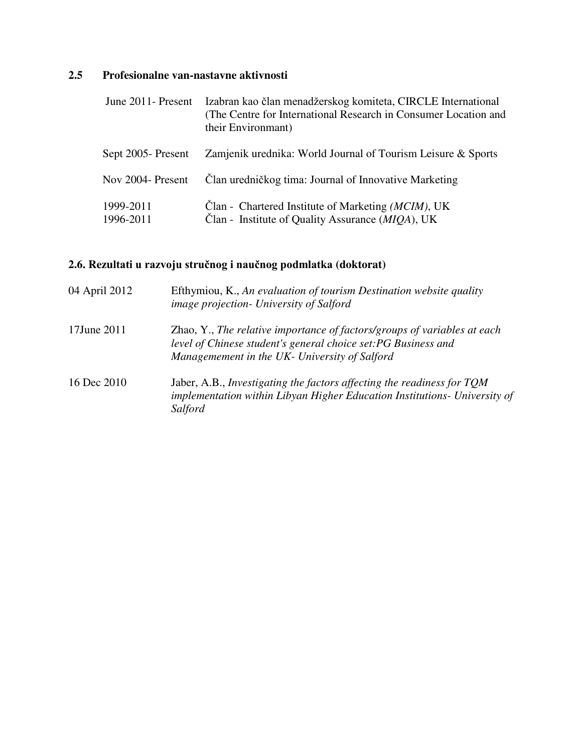## 2.5 Profesionalne van-nastavne aktivnosti

| | |
|---|---|
| June 2011- Present | Izabran kao član menadžerskog komiteta, CIRCLE International (The Centre for International Research in Consumer Location and their Environmant) |
| Sept 2005- Present | Zamjenik urednika: World Journal of Tourism Leisure & Sports |
| Nov 2004- Present | Član uredničkog tima: Journal of Innovative Marketing |
| 1999-2011 | Član - Chartered Institute of Marketing *(MCIM)*, UK |
| 1996-2011 | Član - Institute of Quality Assurance (*MIQA*), UK |

## 2.6. Rezultati u razvoju stručnog i naučnog podmlatka (doktorat)

| | |
|---|---|
| 04 April 2012 | Efthymiou, K., *An evaluation of tourism Destination website quality image projection- University of Salford* |
| 17June 2011 | Zhao, Y., *The relative importance of factors/groups of variables at each level of Chinese student's general choice set:PG Business and Managemement in the UK- University of Salford* |
| 16 Dec 2010 | Jaber, A.B., *Investigating the factors affecting the readiness for TQM implementation within Libyan Higher Education Institutions- University of Salford* |